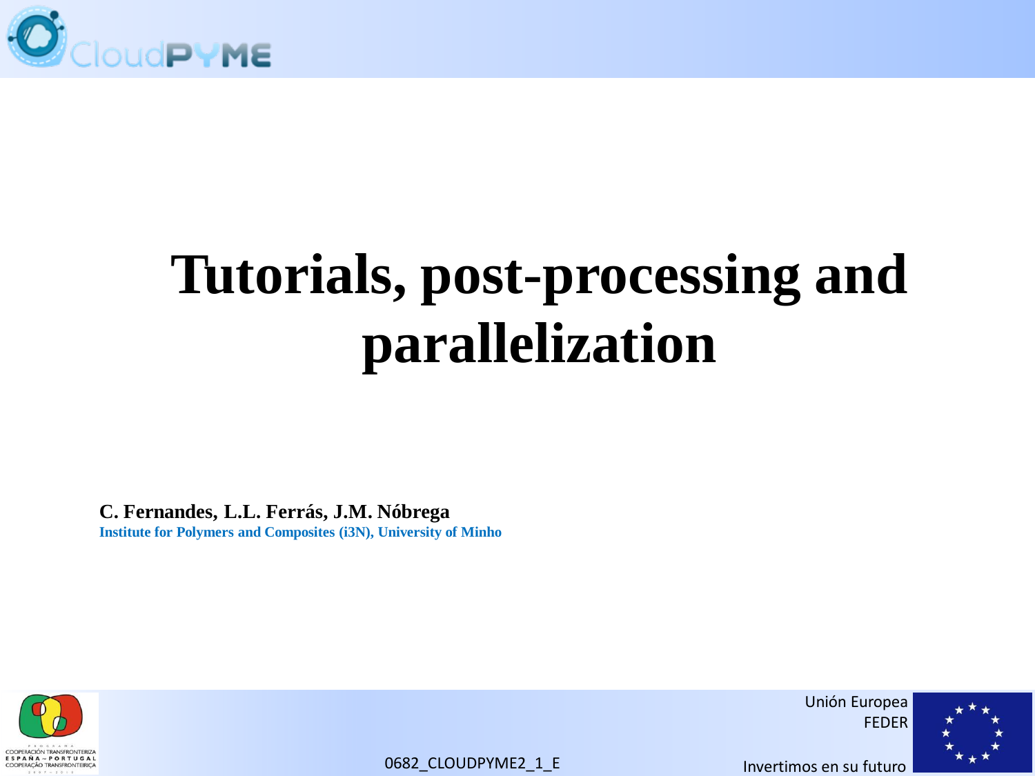# Tutorials, post-processing and parallelization

**C. Fernandes, L.L. Ferrás, J.M. Nóbrega**

**Institute for Polymers and Composites (i3N), University of Minho**

0682_CLOUDPYME2_1_E

Unión Europea
FEDER

Invertimos en su futuro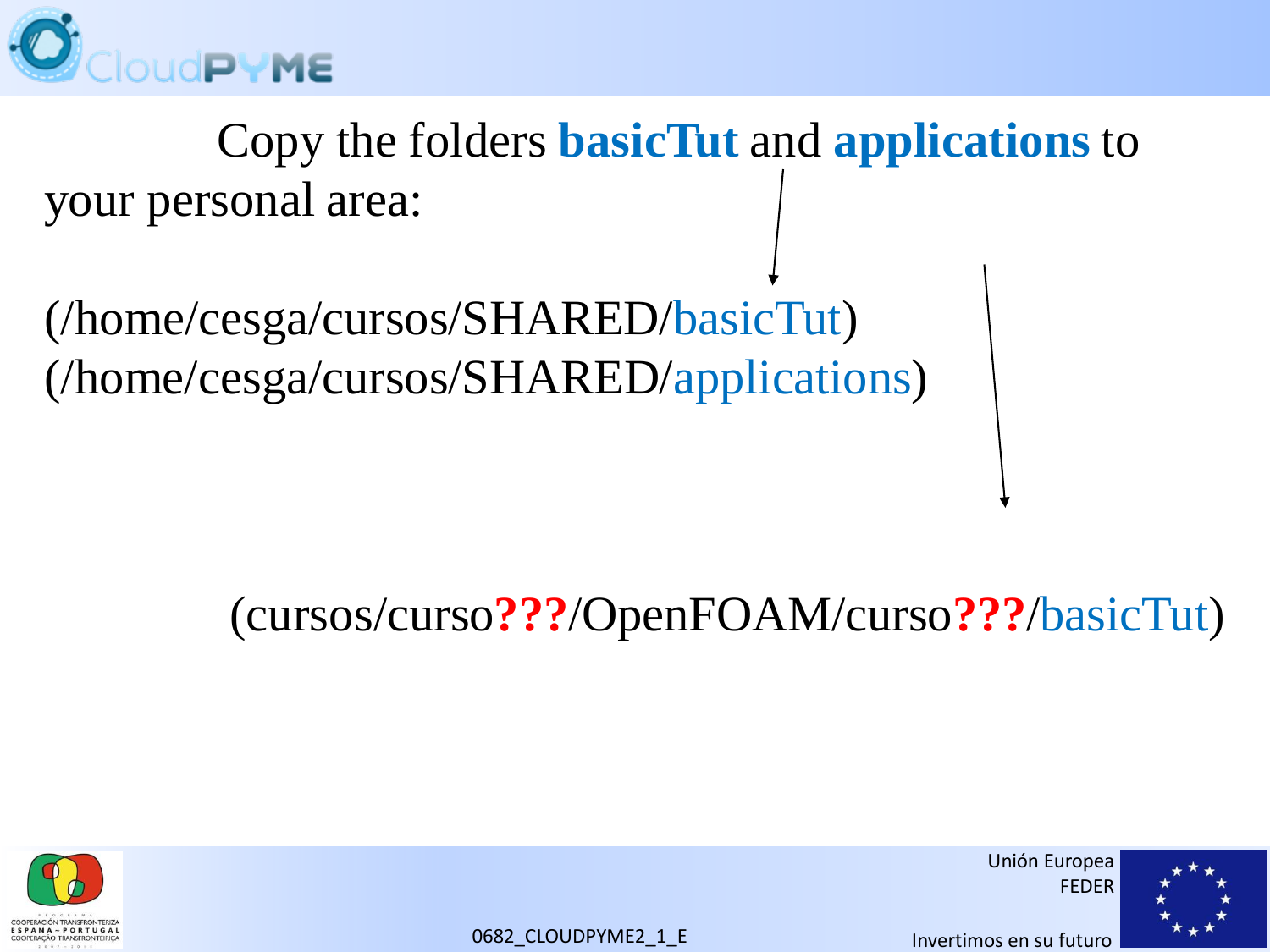Copy the folders **basicTut** and **applications** to your personal area:

(/home/cesga/cursos/SHARED/basicTut)
(/home/cesga/cursos/SHARED/applications)

(cursos/curso**???**/OpenFOAM/curso**???**/basicTut)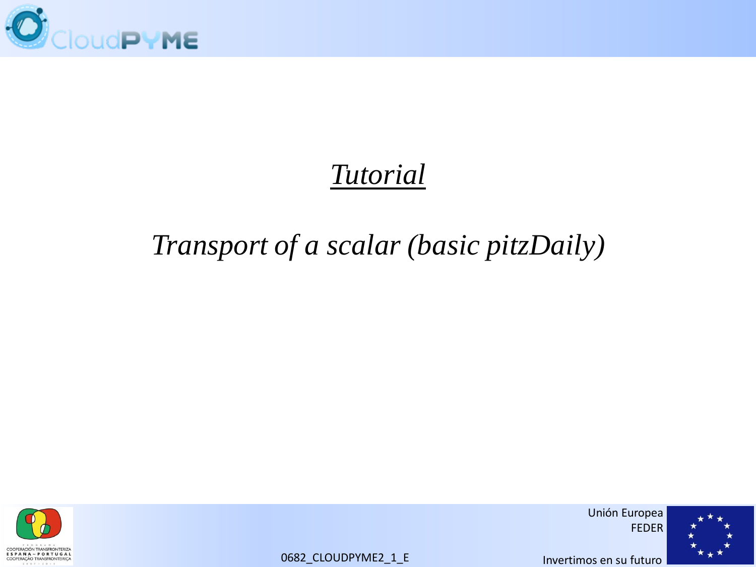# *Tutorial*

## *Transport of a scalar (basic pitzDaily)*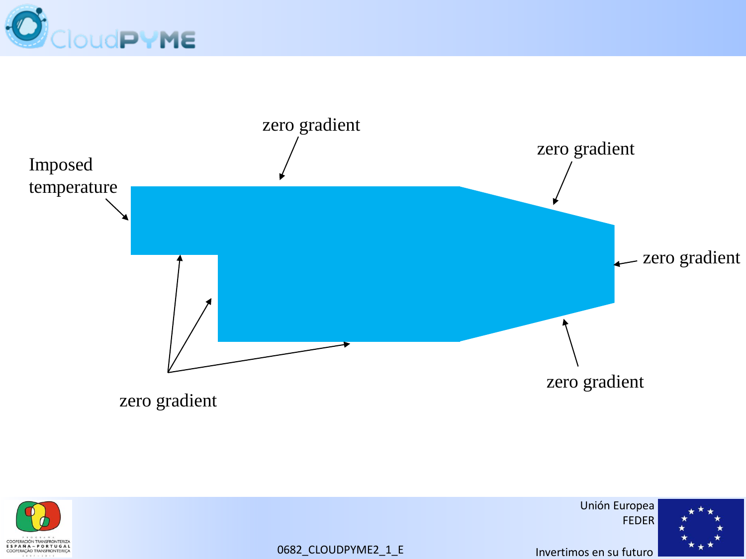Imposed temperature

zero gradient

zero gradient

zero gradient

zero gradient

zero gradient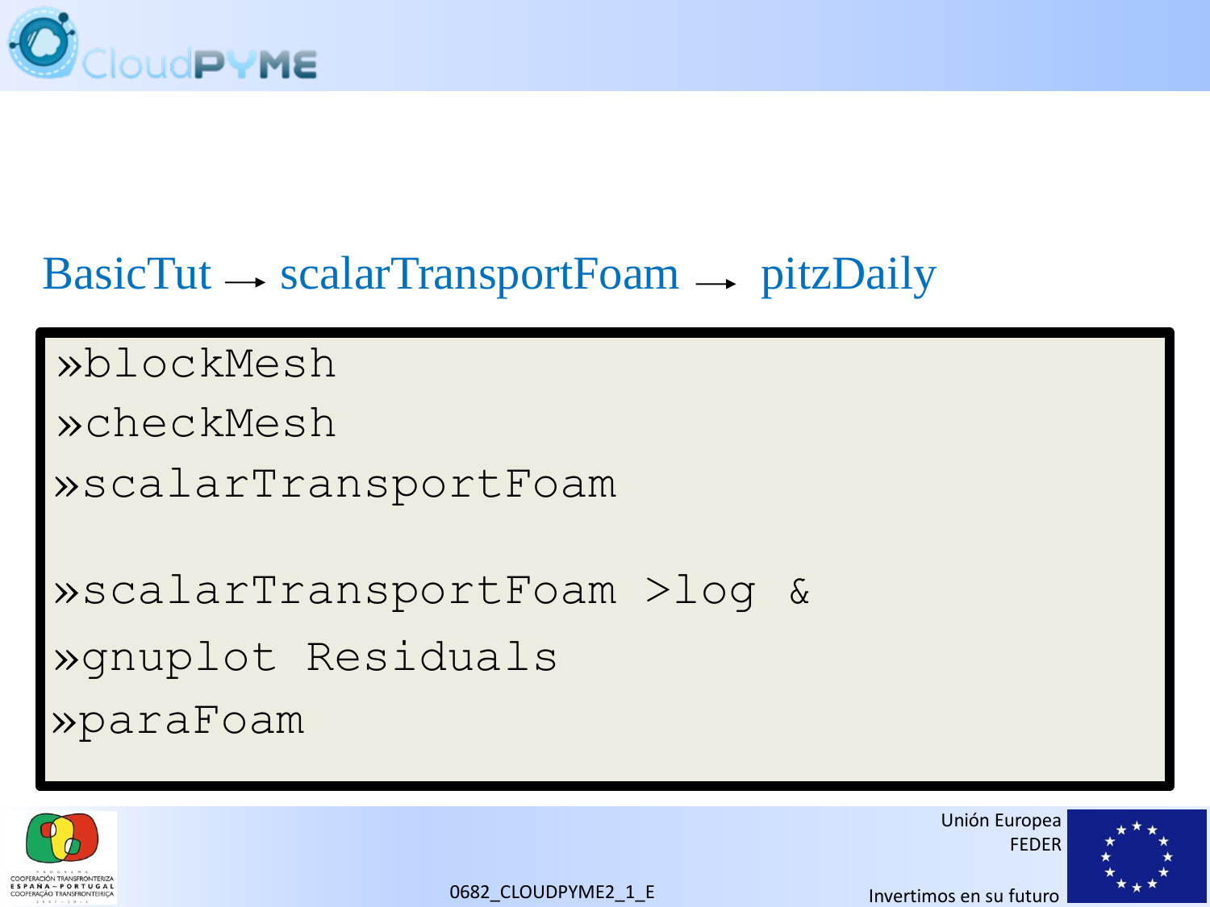## BasicTut → scalarTransportFoam → pitzDaily

```
»blockMesh
»checkMesh
»scalarTransportFoam

»scalarTransportFoam >log &
»gnuplot Residuals
»paraFoam
```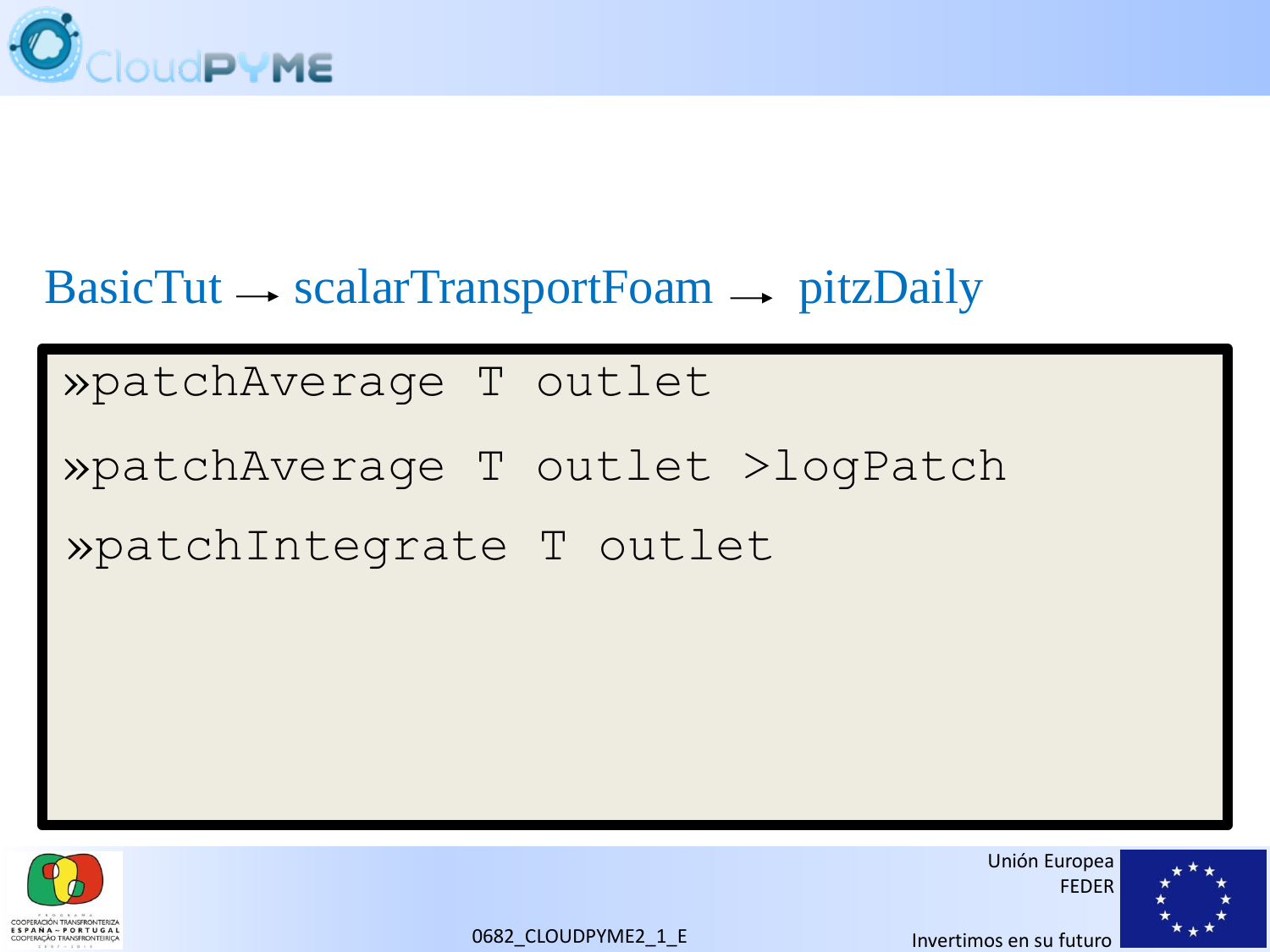## BasicTut → scalarTransportFoam → pitzDaily

```
»patchAverage T outlet

»patchAverage T outlet >logPatch

»patchIntegrate T outlet
```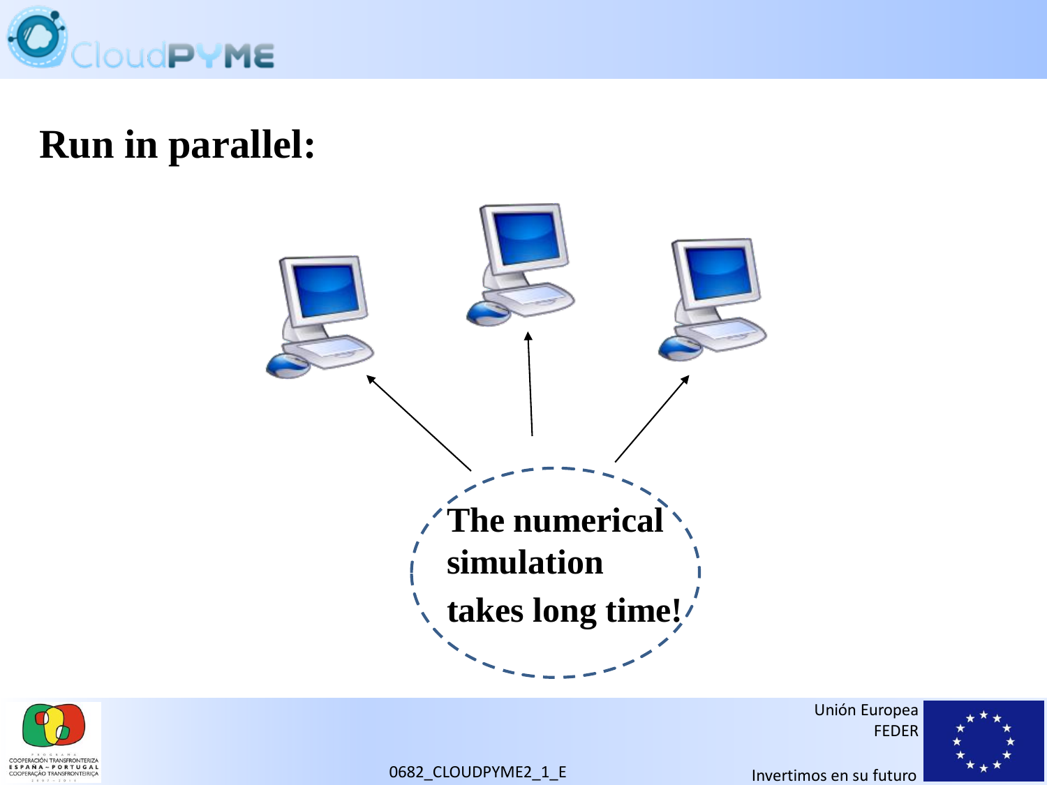# Run in parallel:

The numerical simulation takes long time!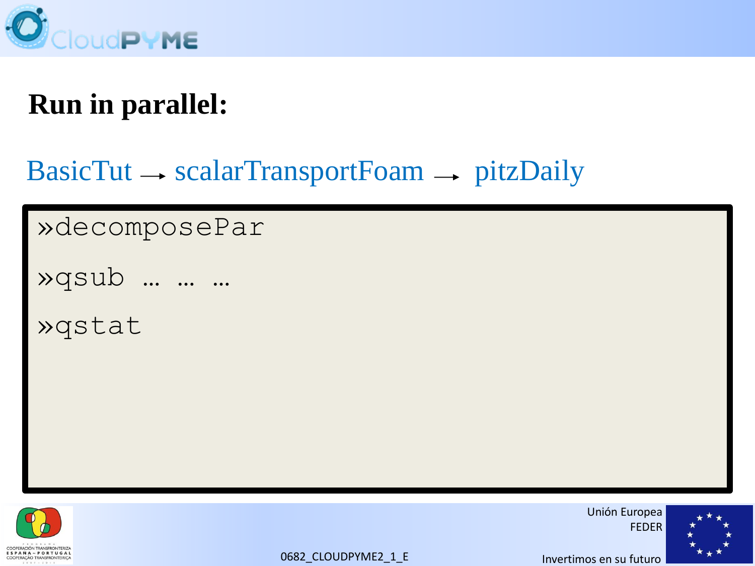# Run in parallel:

BasicTut → scalarTransportFoam → pitzDaily

```
»decomposePar

»qsub … … …

»qstat
```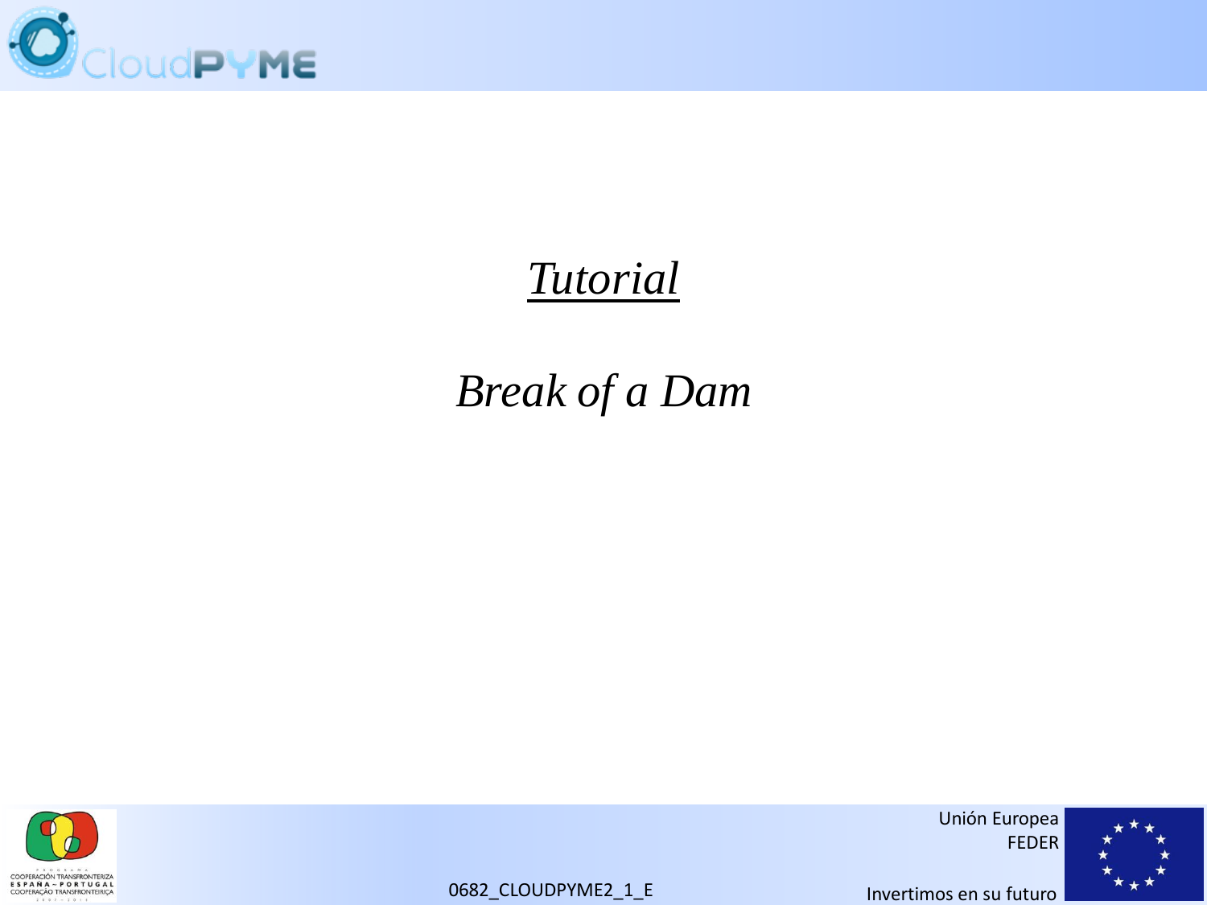# *Tutorial*

## *Break of a Dam*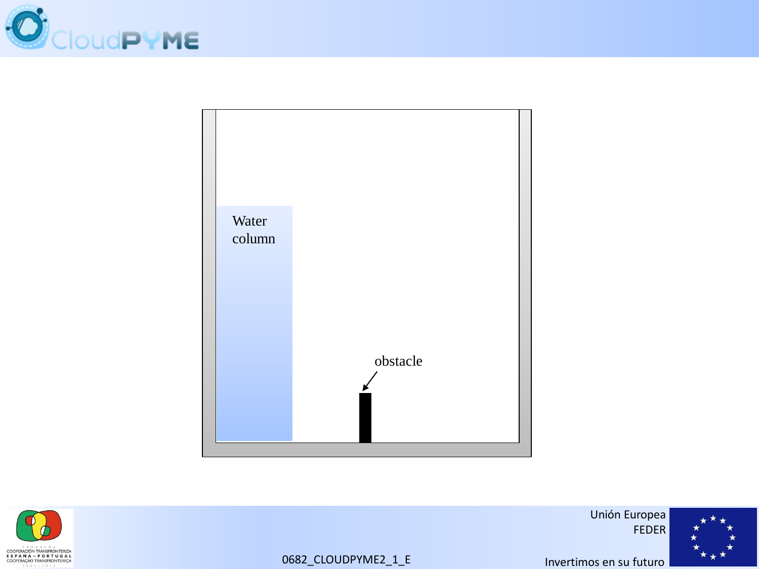Water column

obstacle

0682_CLOUDPYME2_1_E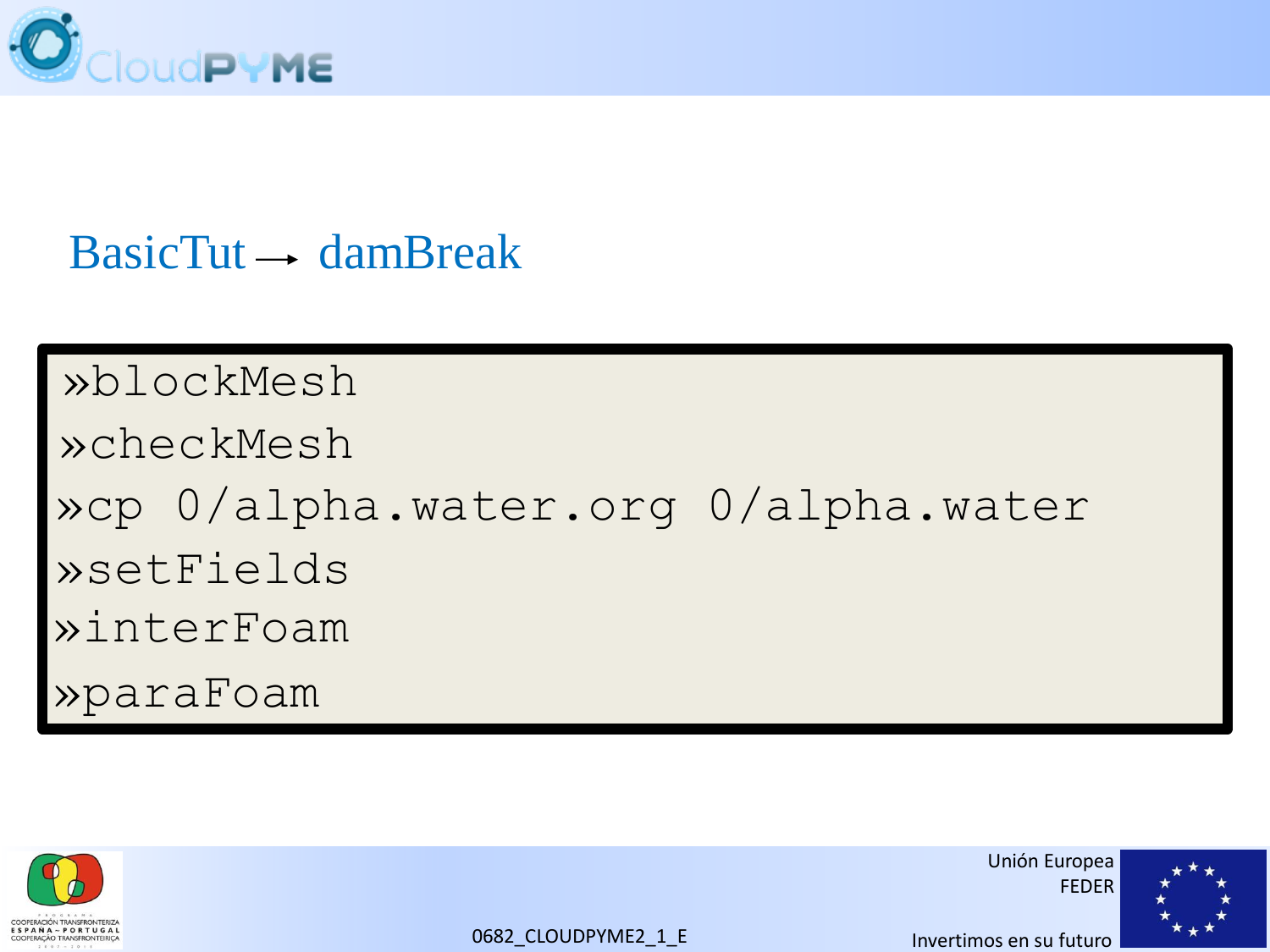## BasicTut → damBreak

```
»blockMesh
»checkMesh
»cp 0/alpha.water.org 0/alpha.water
»setFields
»interFoam
»paraFoam
```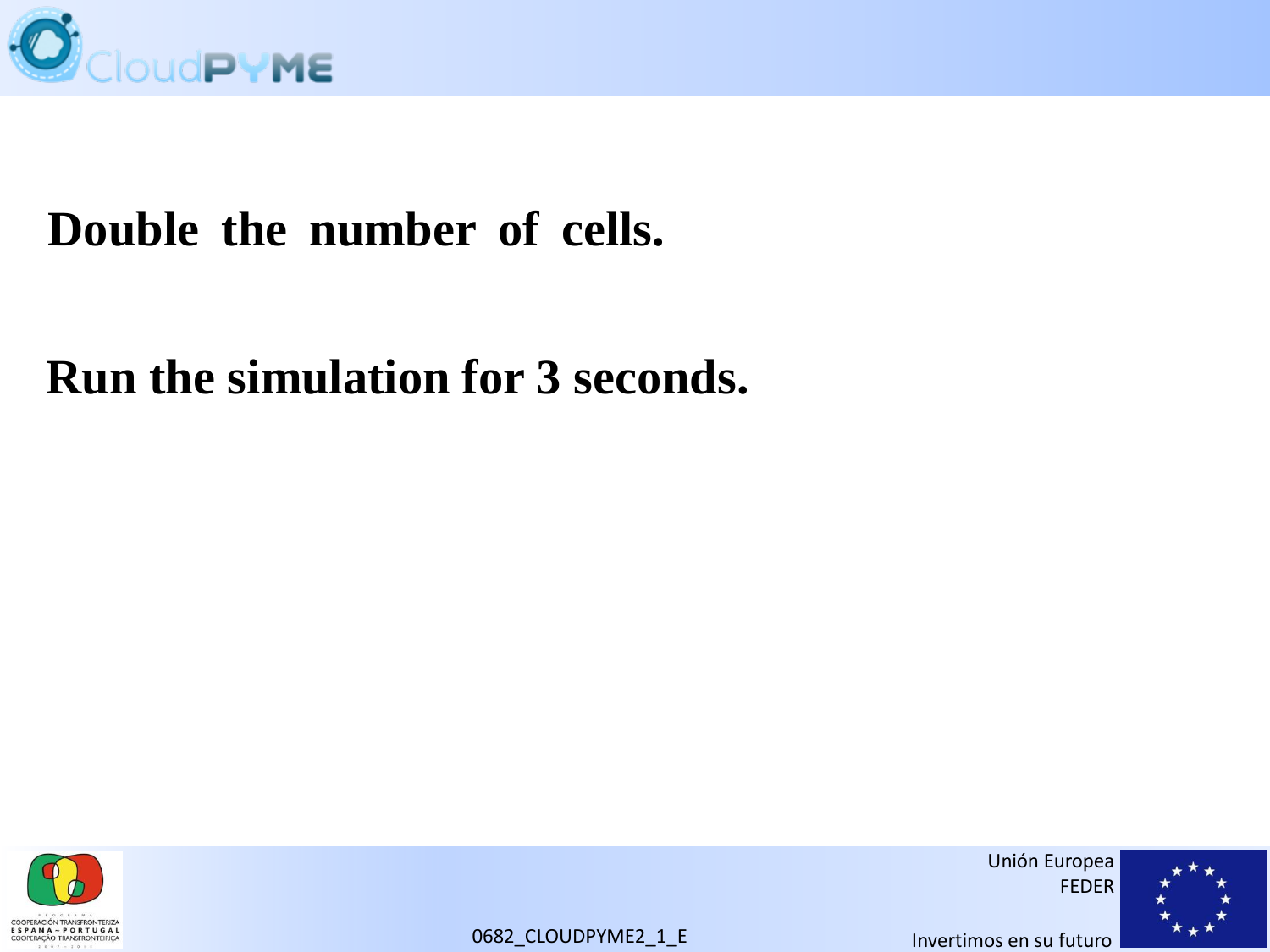**Double the number of cells.**

**Run the simulation for 3 seconds.**